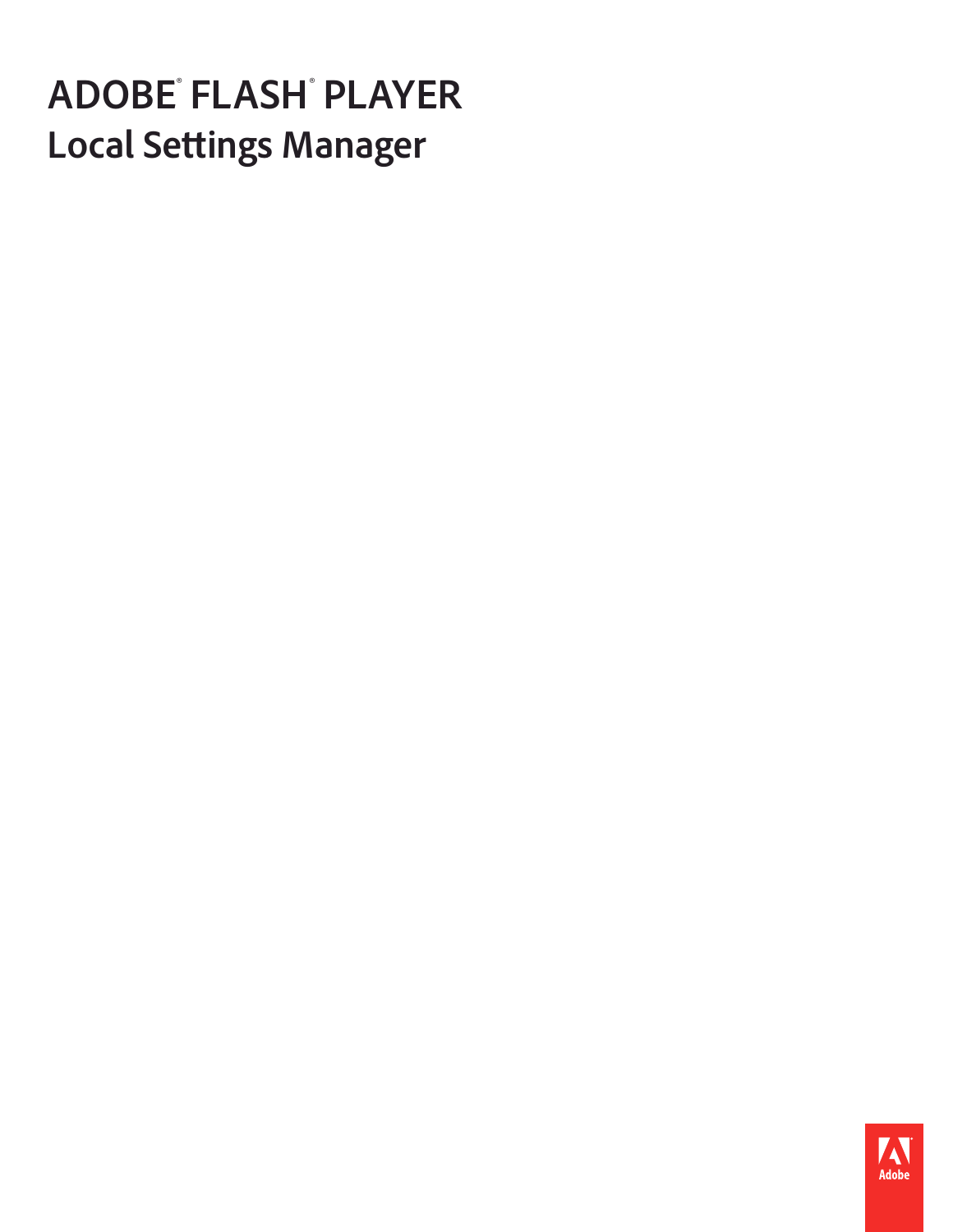# ADOBE® FLASH® PLAYER

## Local Settings Manager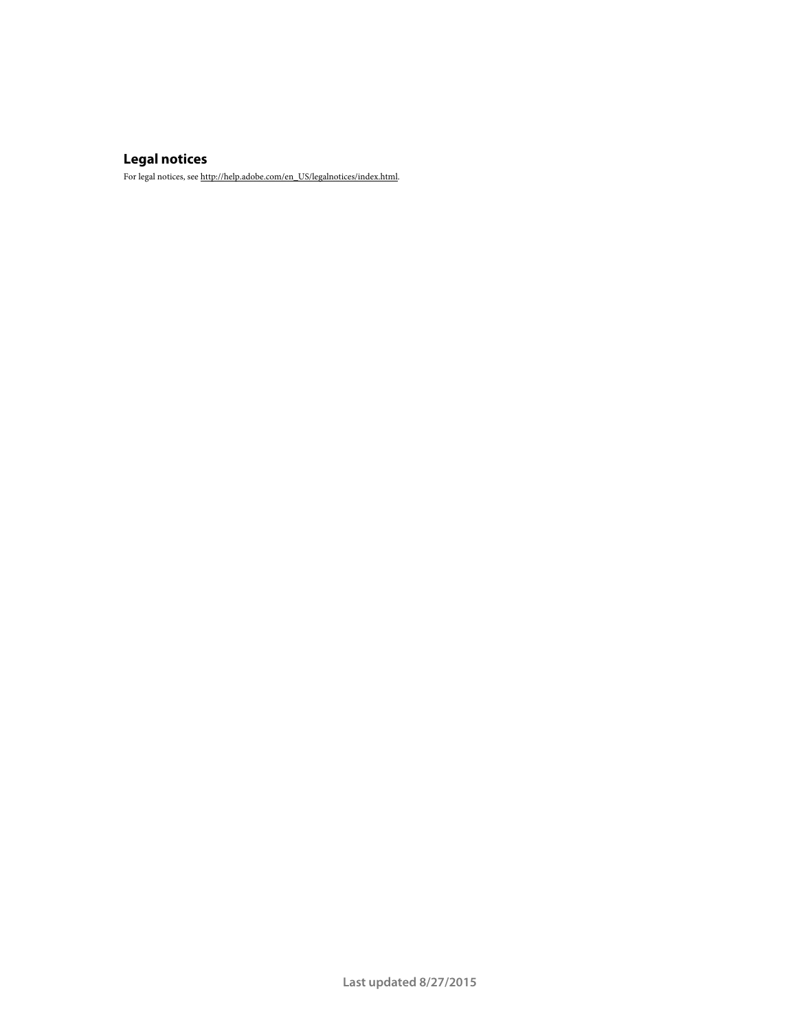## Legal notices

For legal notices, see http://help.adobe.com/en_US/legalnotices/index.html.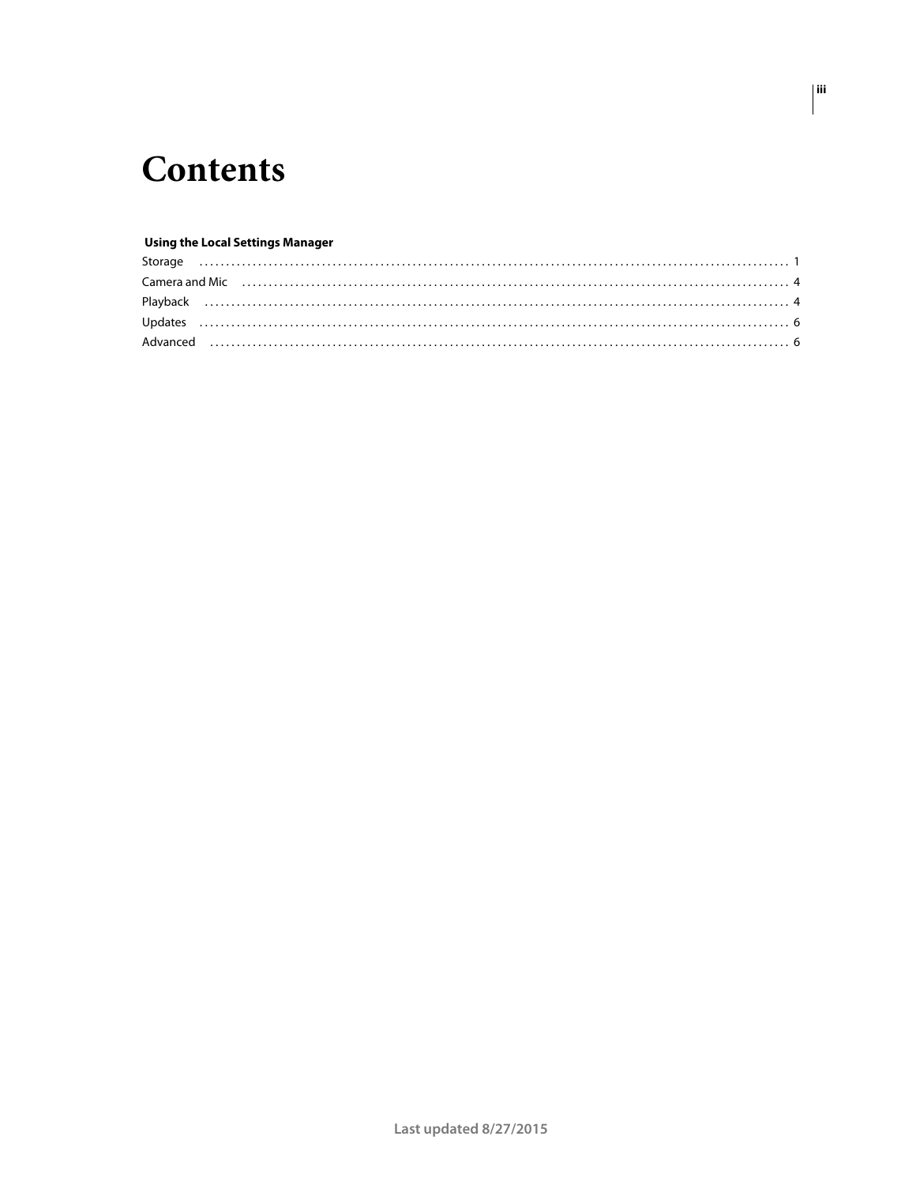# Contents

**Using the Local Settings Manager**

Storage . . . . . . . . . . . . . . . . . . . . . . . . . . . . . . . . . . . . . . . . . . . . . . . . . . . . . . . . . . . . 1
Camera and Mic . . . . . . . . . . . . . . . . . . . . . . . . . . . . . . . . . . . . . . . . . . . . . . . . . . . . . . . . . 4
Playback . . . . . . . . . . . . . . . . . . . . . . . . . . . . . . . . . . . . . . . . . . . . . . . . . . . . . . . . . . . . 4
Updates . . . . . . . . . . . . . . . . . . . . . . . . . . . . . . . . . . . . . . . . . . . . . . . . . . . . . . . . . . . . 6
Advanced . . . . . . . . . . . . . . . . . . . . . . . . . . . . . . . . . . . . . . . . . . . . . . . . . . . . . . . . . . . 6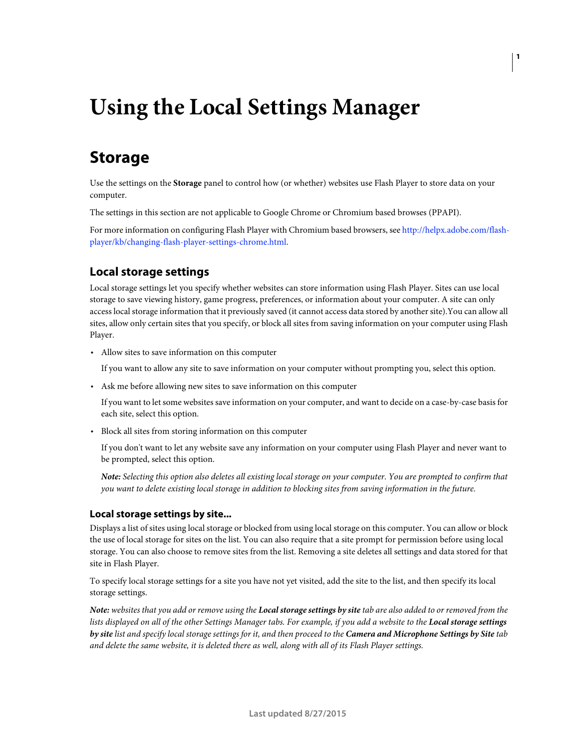# Using the Local Settings Manager

## Storage

Use the settings on the **Storage** panel to control how (or whether) websites use Flash Player to store data on your computer.

The settings in this section are not applicable to Google Chrome or Chromium based browses (PPAPI).

For more information on configuring Flash Player with Chromium based browsers, see http://helpx.adobe.com/flash-player/kb/changing-flash-player-settings-chrome.html.

### Local storage settings

Local storage settings let you specify whether websites can store information using Flash Player. Sites can use local storage to save viewing history, game progress, preferences, or information about your computer. A site can only access local storage information that it previously saved (it cannot access data stored by another site).You can allow all sites, allow only certain sites that you specify, or block all sites from saving information on your computer using Flash Player.

- Allow sites to save information on this computer

  If you want to allow any site to save information on your computer without prompting you, select this option.

- Ask me before allowing new sites to save information on this computer

  If you want to let some websites save information on your computer, and want to decide on a case-by-case basis for each site, select this option.

- Block all sites from storing information on this computer

  If you don't want to let any website save any information on your computer using Flash Player and never want to be prompted, select this option.

  ***Note:*** *Selecting this option also deletes all existing local storage on your computer. You are prompted to confirm that you want to delete existing local storage in addition to blocking sites from saving information in the future.*

#### Local storage settings by site...

Displays a list of sites using local storage or blocked from using local storage on this computer. You can allow or block the use of local storage for sites on the list. You can also require that a site prompt for permission before using local storage. You can also choose to remove sites from the list. Removing a site deletes all settings and data stored for that site in Flash Player.

To specify local storage settings for a site you have not yet visited, add the site to the list, and then specify its local storage settings.

***Note:*** *websites that you add or remove using the* ***Local storage settings by site*** *tab are also added to or removed from the lists displayed on all of the other Settings Manager tabs. For example, if you add a website to the* ***Local storage settings by site*** *list and specify local storage settings for it, and then proceed to the* ***Camera and Microphone Settings by Site*** *tab and delete the same website, it is deleted there as well, along with all of its Flash Player settings.*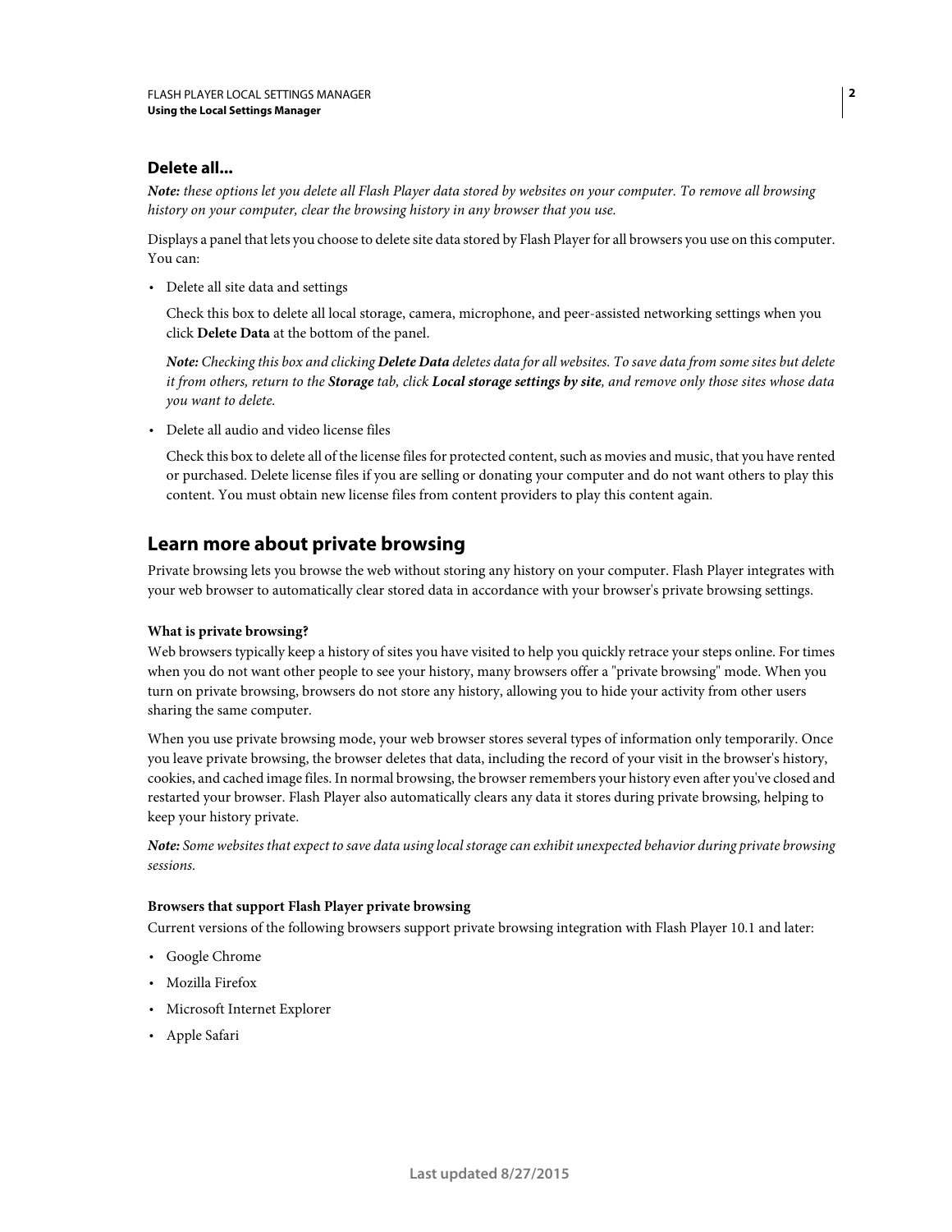### Delete all...

***Note:*** *these options let you delete all Flash Player data stored by websites on your computer. To remove all browsing history on your computer, clear the browsing history in any browser that you use.*

Displays a panel that lets you choose to delete site data stored by Flash Player for all browsers you use on this computer. You can:

- Delete all site data and settings

  Check this box to delete all local storage, camera, microphone, and peer-assisted networking settings when you click **Delete Data** at the bottom of the panel.

  ***Note:*** *Checking this box and clicking **Delete Data** deletes data for all websites. To save data from some sites but delete it from others, return to the **Storage** tab, click **Local storage settings by site**, and remove only those sites whose data you want to delete.*

- Delete all audio and video license files

  Check this box to delete all of the license files for protected content, such as movies and music, that you have rented or purchased. Delete license files if you are selling or donating your computer and do not want others to play this content. You must obtain new license files from content providers to play this content again.

## Learn more about private browsing

Private browsing lets you browse the web without storing any history on your computer. Flash Player integrates with your web browser to automatically clear stored data in accordance with your browser's private browsing settings.

**What is private browsing?**

Web browsers typically keep a history of sites you have visited to help you quickly retrace your steps online. For times when you do not want other people to see your history, many browsers offer a "private browsing" mode. When you turn on private browsing, browsers do not store any history, allowing you to hide your activity from other users sharing the same computer.

When you use private browsing mode, your web browser stores several types of information only temporarily. Once you leave private browsing, the browser deletes that data, including the record of your visit in the browser's history, cookies, and cached image files. In normal browsing, the browser remembers your history even after you've closed and restarted your browser. Flash Player also automatically clears any data it stores during private browsing, helping to keep your history private.

***Note:*** *Some websites that expect to save data using local storage can exhibit unexpected behavior during private browsing sessions.*

**Browsers that support Flash Player private browsing**

Current versions of the following browsers support private browsing integration with Flash Player 10.1 and later:

- Google Chrome
- Mozilla Firefox
- Microsoft Internet Explorer
- Apple Safari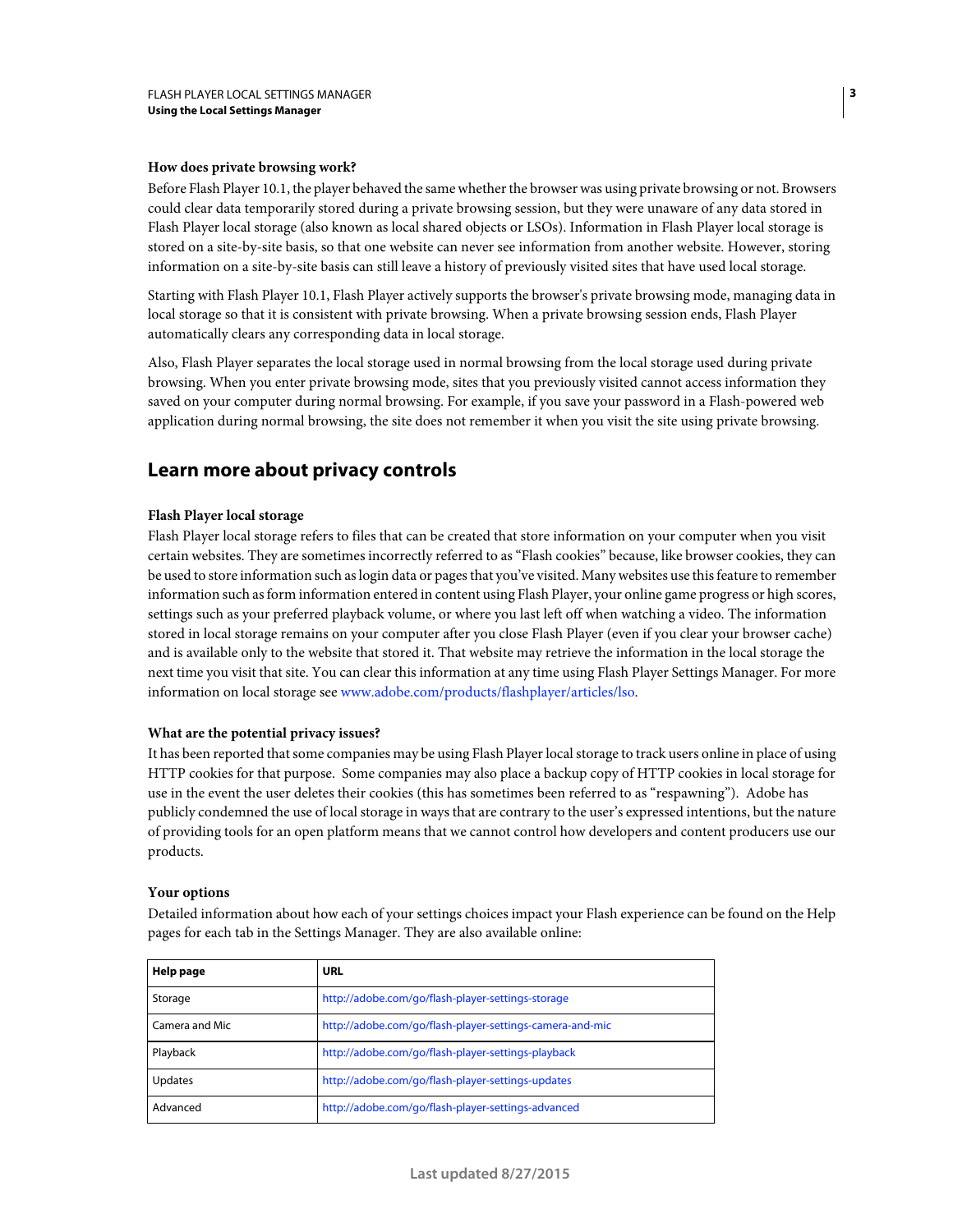### How does private browsing work?

Before Flash Player 10.1, the player behaved the same whether the browser was using private browsing or not. Browsers could clear data temporarily stored during a private browsing session, but they were unaware of any data stored in Flash Player local storage (also known as local shared objects or LSOs). Information in Flash Player local storage is stored on a site-by-site basis, so that one website can never see information from another website. However, storing information on a site-by-site basis can still leave a history of previously visited sites that have used local storage.

Starting with Flash Player 10.1, Flash Player actively supports the browser's private browsing mode, managing data in local storage so that it is consistent with private browsing. When a private browsing session ends, Flash Player automatically clears any corresponding data in local storage.

Also, Flash Player separates the local storage used in normal browsing from the local storage used during private browsing. When you enter private browsing mode, sites that you previously visited cannot access information they saved on your computer during normal browsing. For example, if you save your password in a Flash-powered web application during normal browsing, the site does not remember it when you visit the site using private browsing.

## Learn more about privacy controls

### Flash Player local storage

Flash Player local storage refers to files that can be created that store information on your computer when you visit certain websites. They are sometimes incorrectly referred to as “Flash cookies” because, like browser cookies, they can be used to store information such as login data or pages that you’ve visited. Many websites use this feature to remember information such as form information entered in content using Flash Player, your online game progress or high scores, settings such as your preferred playback volume, or where you last left off when watching a video. The information stored in local storage remains on your computer after you close Flash Player (even if you clear your browser cache) and is available only to the website that stored it. That website may retrieve the information in the local storage the next time you visit that site. You can clear this information at any time using Flash Player Settings Manager. For more information on local storage see www.adobe.com/products/flashplayer/articles/lso.

### What are the potential privacy issues?

It has been reported that some companies may be using Flash Player local storage to track users online in place of using HTTP cookies for that purpose. Some companies may also place a backup copy of HTTP cookies in local storage for use in the event the user deletes their cookies (this has sometimes been referred to as “respawning”). Adobe has publicly condemned the use of local storage in ways that are contrary to the user’s expressed intentions, but the nature of providing tools for an open platform means that we cannot control how developers and content producers use our products.

### Your options

Detailed information about how each of your settings choices impact your Flash experience can be found on the Help pages for each tab in the Settings Manager. They are also available online:

| Help page | URL |
|---|---|
| Storage | http://adobe.com/go/flash-player-settings-storage |
| Camera and Mic | http://adobe.com/go/flash-player-settings-camera-and-mic |
| Playback | http://adobe.com/go/flash-player-settings-playback |
| Updates | http://adobe.com/go/flash-player-settings-updates |
| Advanced | http://adobe.com/go/flash-player-settings-advanced |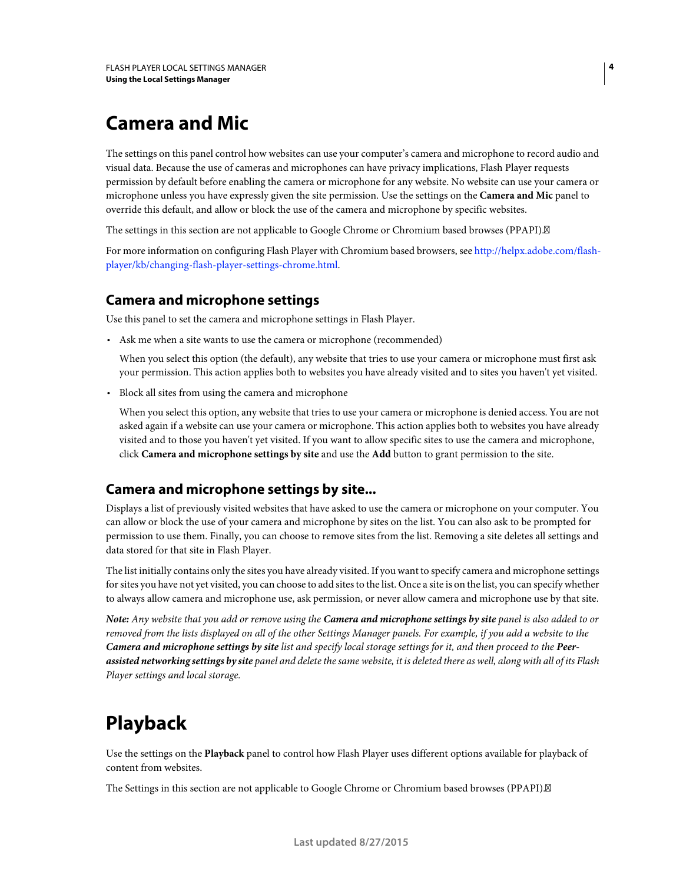# Camera and Mic

The settings on this panel control how websites can use your computer's camera and microphone to record audio and visual data. Because the use of cameras and microphones can have privacy implications, Flash Player requests permission by default before enabling the camera or microphone for any website. No website can use your camera or microphone unless you have expressly given the site permission. Use the settings on the **Camera and Mic** panel to override this default, and allow or block the use of the camera and microphone by specific websites.

The settings in this section are not applicable to Google Chrome or Chromium based browses (PPAPI).

For more information on configuring Flash Player with Chromium based browsers, see http://helpx.adobe.com/flash-player/kb/changing-flash-player-settings-chrome.html.

## Camera and microphone settings

Use this panel to set the camera and microphone settings in Flash Player.

- Ask me when a site wants to use the camera or microphone (recommended)

  When you select this option (the default), any website that tries to use your camera or microphone must first ask your permission. This action applies both to websites you have already visited and to sites you haven't yet visited.

- Block all sites from using the camera and microphone

  When you select this option, any website that tries to use your camera or microphone is denied access. You are not asked again if a website can use your camera or microphone. This action applies both to websites you have already visited and to those you haven't yet visited. If you want to allow specific sites to use the camera and microphone, click **Camera and microphone settings by site** and use the **Add** button to grant permission to the site.

## Camera and microphone settings by site...

Displays a list of previously visited websites that have asked to use the camera or microphone on your computer. You can allow or block the use of your camera and microphone by sites on the list. You can also ask to be prompted for permission to use them. Finally, you can choose to remove sites from the list. Removing a site deletes all settings and data stored for that site in Flash Player.

The list initially contains only the sites you have already visited. If you want to specify camera and microphone settings for sites you have not yet visited, you can choose to add sites to the list. Once a site is on the list, you can specify whether to always allow camera and microphone use, ask permission, or never allow camera and microphone use by that site.

***Note:*** *Any website that you add or remove using the* ***Camera and microphone settings by site*** *panel is also added to or removed from the lists displayed on all of the other Settings Manager panels. For example, if you add a website to the* ***Camera and microphone settings by site*** *list and specify local storage settings for it, and then proceed to the* ***Peer-assisted networking settings by site*** *panel and delete the same website, it is deleted there as well, along with all of its Flash Player settings and local storage.*

# Playback

Use the settings on the **Playback** panel to control how Flash Player uses different options available for playback of content from websites.

The Settings in this section are not applicable to Google Chrome or Chromium based browses (PPAPI).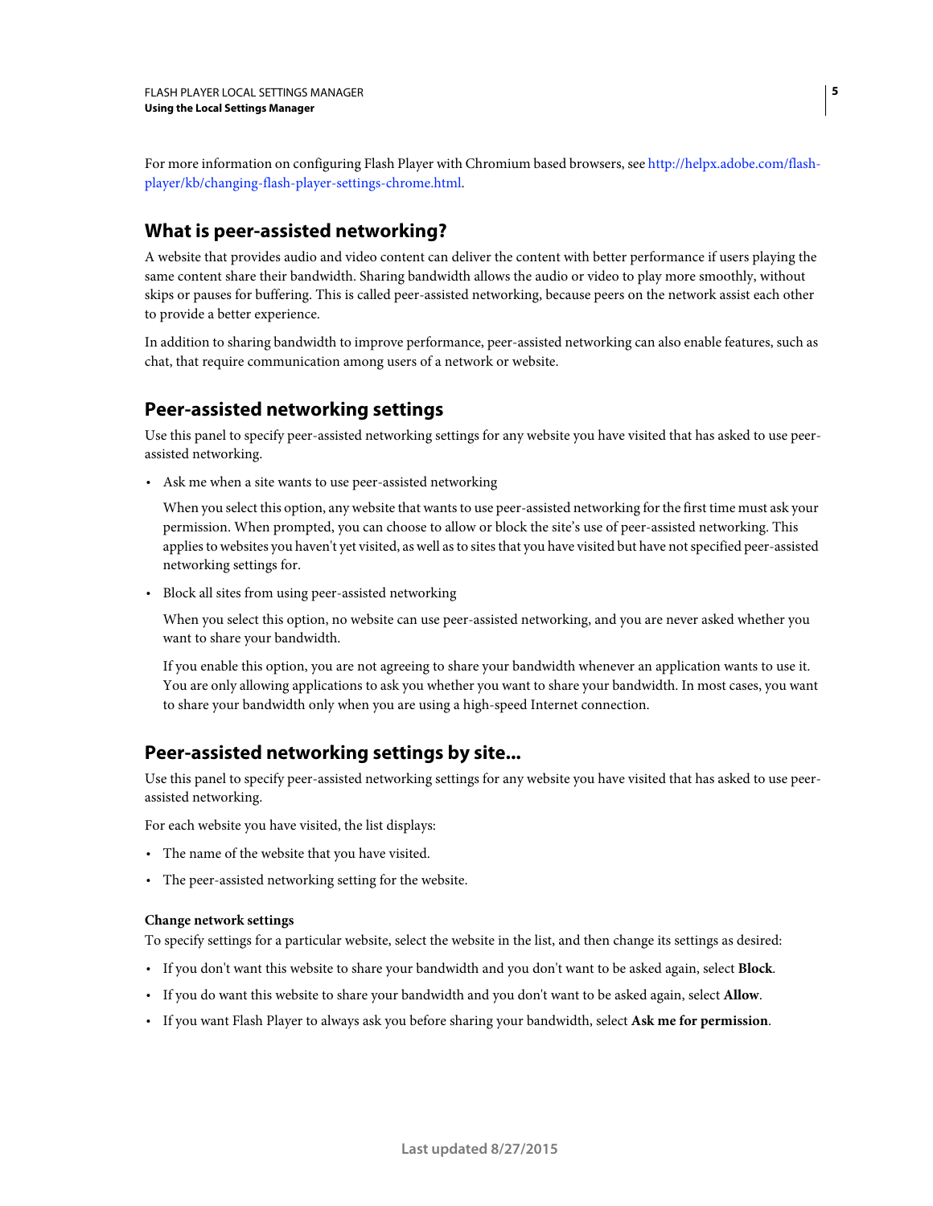For more information on configuring Flash Player with Chromium based browsers, see http://helpx.adobe.com/flash-player/kb/changing-flash-player-settings-chrome.html.

## What is peer-assisted networking?

A website that provides audio and video content can deliver the content with better performance if users playing the same content share their bandwidth. Sharing bandwidth allows the audio or video to play more smoothly, without skips or pauses for buffering. This is called peer-assisted networking, because peers on the network assist each other to provide a better experience.

In addition to sharing bandwidth to improve performance, peer-assisted networking can also enable features, such as chat, that require communication among users of a network or website.

## Peer-assisted networking settings

Use this panel to specify peer-assisted networking settings for any website you have visited that has asked to use peer-assisted networking.

- Ask me when a site wants to use peer-assisted networking

  When you select this option, any website that wants to use peer-assisted networking for the first time must ask your permission. When prompted, you can choose to allow or block the site's use of peer-assisted networking. This applies to websites you haven't yet visited, as well as to sites that you have visited but have not specified peer-assisted networking settings for.

- Block all sites from using peer-assisted networking

  When you select this option, no website can use peer-assisted networking, and you are never asked whether you want to share your bandwidth.

  If you enable this option, you are not agreeing to share your bandwidth whenever an application wants to use it. You are only allowing applications to ask you whether you want to share your bandwidth. In most cases, you want to share your bandwidth only when you are using a high-speed Internet connection.

## Peer-assisted networking settings by site...

Use this panel to specify peer-assisted networking settings for any website you have visited that has asked to use peer-assisted networking.

For each website you have visited, the list displays:

- The name of the website that you have visited.
- The peer-assisted networking setting for the website.

**Change network settings**

To specify settings for a particular website, select the website in the list, and then change its settings as desired:

- If you don't want this website to share your bandwidth and you don't want to be asked again, select **Block**.
- If you do want this website to share your bandwidth and you don't want to be asked again, select **Allow**.
- If you want Flash Player to always ask you before sharing your bandwidth, select **Ask me for permission**.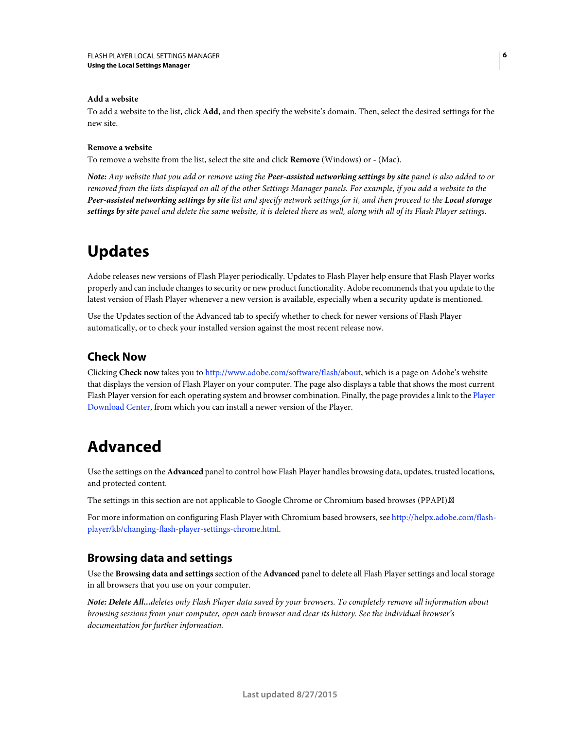**Add a website**

To add a website to the list, click **Add**, and then specify the website's domain. Then, select the desired settings for the new site.

**Remove a website**

To remove a website from the list, select the site and click **Remove** (Windows) or - (Mac).

***Note:*** *Any website that you add or remove using the **Peer-assisted networking settings by site** panel is also added to or removed from the lists displayed on all of the other Settings Manager panels. For example, if you add a website to the **Peer-assisted networking settings by site** list and specify network settings for it, and then proceed to the **Local storage settings by site** panel and delete the same website, it is deleted there as well, along with all of its Flash Player settings.*

# Updates

Adobe releases new versions of Flash Player periodically. Updates to Flash Player help ensure that Flash Player works properly and can include changes to security or new product functionality. Adobe recommends that you update to the latest version of Flash Player whenever a new version is available, especially when a security update is mentioned.

Use the Updates section of the Advanced tab to specify whether to check for newer versions of Flash Player automatically, or to check your installed version against the most recent release now.

## Check Now

Clicking **Check now** takes you to http://www.adobe.com/software/flash/about, which is a page on Adobe's website that displays the version of Flash Player on your computer. The page also displays a table that shows the most current Flash Player version for each operating system and browser combination. Finally, the page provides a link to the Player Download Center, from which you can install a newer version of the Player.

# Advanced

Use the settings on the **Advanced** panel to control how Flash Player handles browsing data, updates, trusted locations, and protected content.

The settings in this section are not applicable to Google Chrome or Chromium based browses (PPAPI).

For more information on configuring Flash Player with Chromium based browsers, see http://helpx.adobe.com/flash-player/kb/changing-flash-player-settings-chrome.html.

## Browsing data and settings

Use the **Browsing data and settings** section of the **Advanced** panel to delete all Flash Player settings and local storage in all browsers that you use on your computer.

***Note: Delete All...*** *deletes only Flash Player data saved by your browsers. To completely remove all information about browsing sessions from your computer, open each browser and clear its history. See the individual browser's documentation for further information.*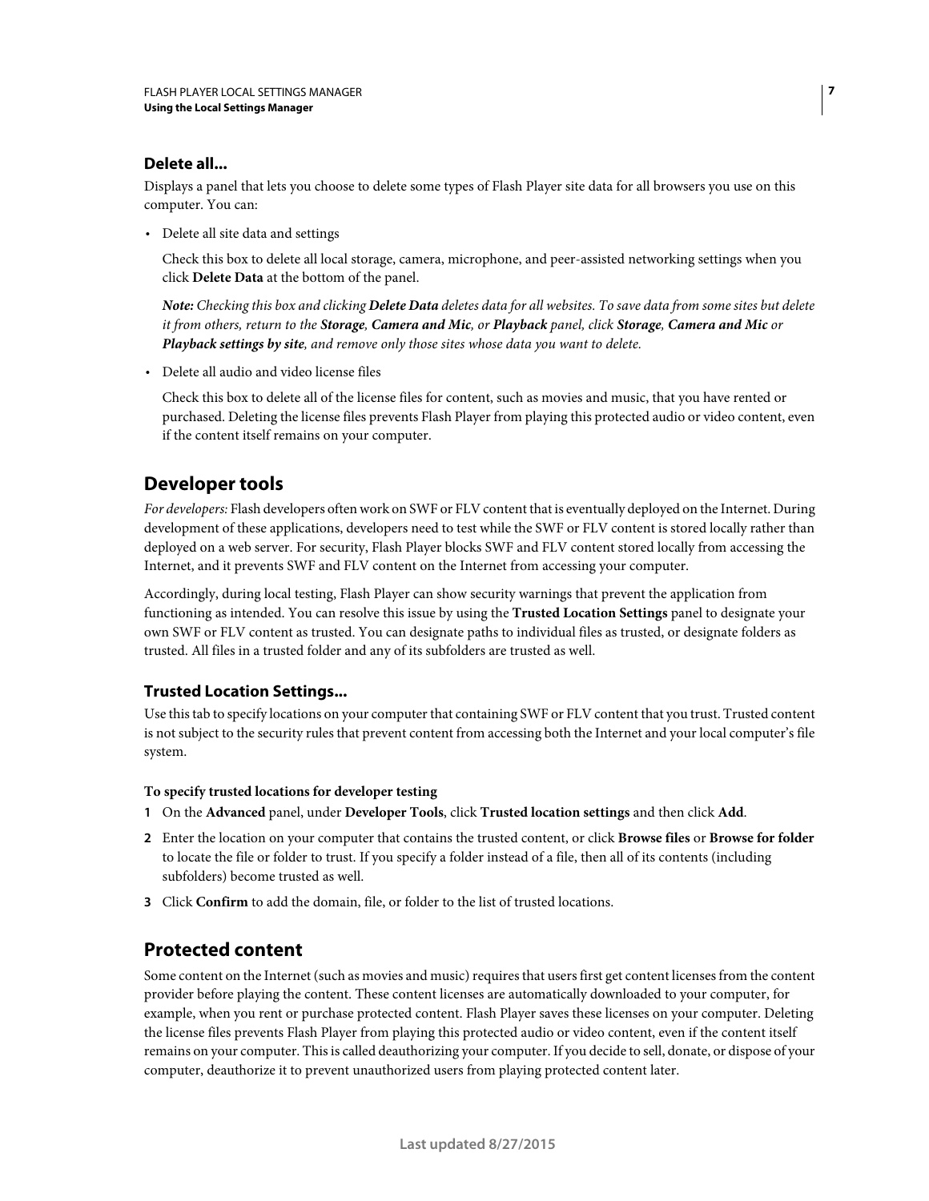### Delete all...

Displays a panel that lets you choose to delete some types of Flash Player site data for all browsers you use on this computer. You can:

- Delete all site data and settings

  Check this box to delete all local storage, camera, microphone, and peer-assisted networking settings when you click **Delete Data** at the bottom of the panel.

  ***Note:*** *Checking this box and clicking* ***Delete Data*** *deletes data for all websites. To save data from some sites but delete it from others, return to the* ***Storage****,* ***Camera and Mic****, or* ***Playback*** *panel, click* ***Storage****,* ***Camera and Mic*** *or* ***Playback settings by site****, and remove only those sites whose data you want to delete.*

- Delete all audio and video license files

  Check this box to delete all of the license files for content, such as movies and music, that you have rented or purchased. Deleting the license files prevents Flash Player from playing this protected audio or video content, even if the content itself remains on your computer.

## Developer tools

*For developers:* Flash developers often work on SWF or FLV content that is eventually deployed on the Internet. During development of these applications, developers need to test while the SWF or FLV content is stored locally rather than deployed on a web server. For security, Flash Player blocks SWF and FLV content stored locally from accessing the Internet, and it prevents SWF and FLV content on the Internet from accessing your computer.

Accordingly, during local testing, Flash Player can show security warnings that prevent the application from functioning as intended. You can resolve this issue by using the **Trusted Location Settings** panel to designate your own SWF or FLV content as trusted. You can designate paths to individual files as trusted, or designate folders as trusted. All files in a trusted folder and any of its subfolders are trusted as well.

### Trusted Location Settings...

Use this tab to specify locations on your computer that containing SWF or FLV content that you trust. Trusted content is not subject to the security rules that prevent content from accessing both the Internet and your local computer's file system.

**To specify trusted locations for developer testing**

1. On the **Advanced** panel, under **Developer Tools**, click **Trusted location settings** and then click **Add**.
2. Enter the location on your computer that contains the trusted content, or click **Browse files** or **Browse for folder** to locate the file or folder to trust. If you specify a folder instead of a file, then all of its contents (including subfolders) become trusted as well.
3. Click **Confirm** to add the domain, file, or folder to the list of trusted locations.

## Protected content

Some content on the Internet (such as movies and music) requires that users first get content licenses from the content provider before playing the content. These content licenses are automatically downloaded to your computer, for example, when you rent or purchase protected content. Flash Player saves these licenses on your computer. Deleting the license files prevents Flash Player from playing this protected audio or video content, even if the content itself remains on your computer. This is called deauthorizing your computer. If you decide to sell, donate, or dispose of your computer, deauthorize it to prevent unauthorized users from playing protected content later.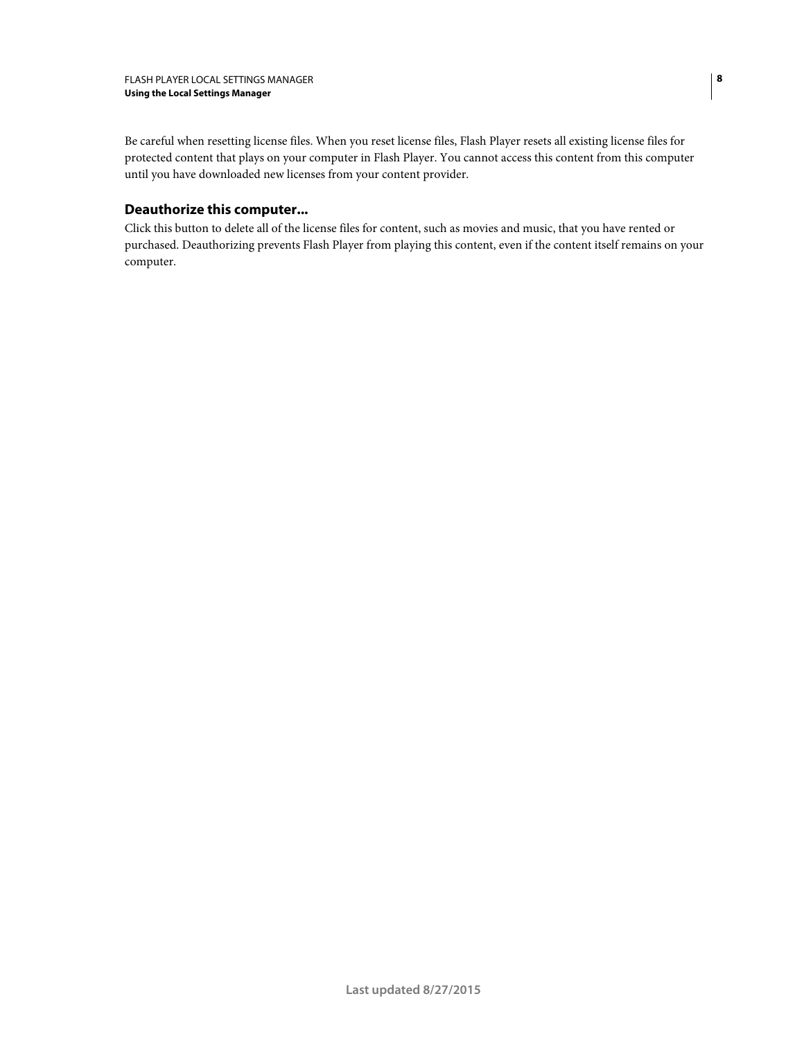Be careful when resetting license files. When you reset license files, Flash Player resets all existing license files for protected content that plays on your computer in Flash Player. You cannot access this content from this computer until you have downloaded new licenses from your content provider.

### Deauthorize this computer...

Click this button to delete all of the license files for content, such as movies and music, that you have rented or purchased. Deauthorizing prevents Flash Player from playing this content, even if the content itself remains on your computer.